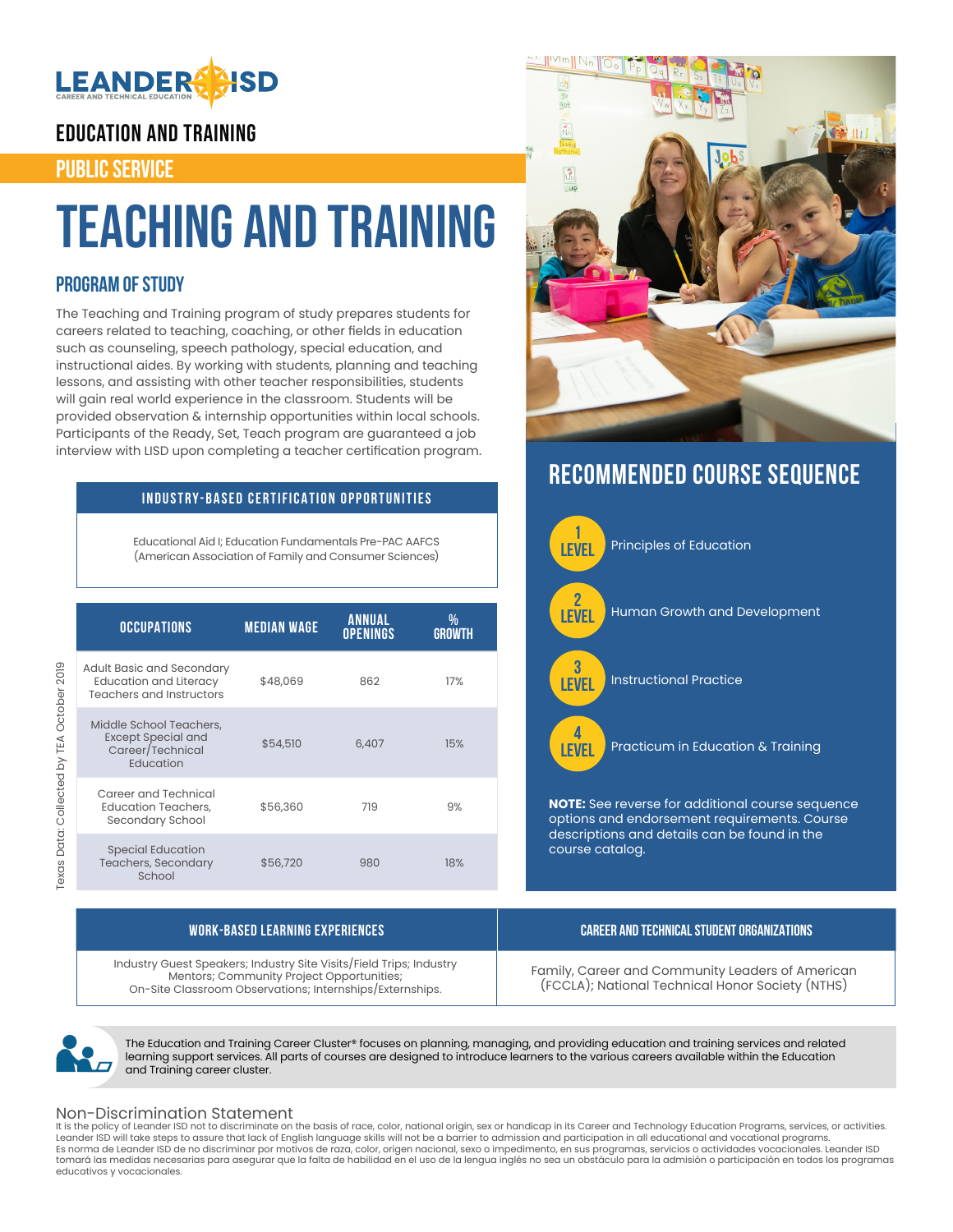LEANDER ISD
CAREER AND TECHNICAL EDUCATION

## EDUCATION AND TRAINING

## PUBLIC SERVICE

# TEACHING AND TRAINING

## PROGRAM OF STUDY

The Teaching and Training program of study prepares students for careers related to teaching, coaching, or other fields in education such as counseling, speech pathology, special education, and instructional aides. By working with students, planning and teaching lessons, and assisting with other teacher responsibilities, students will gain real world experience in the classroom. Students will be provided observation & internship opportunities within local schools. Participants of the Ready, Set, Teach program are guaranteed a job interview with LISD upon completing a teacher certification program.

### INDUSTRY-BASED CERTIFICATION OPPORTUNITIES

Educational Aid I; Education Fundamentals Pre-PAC AAFCS (American Association of Family and Consumer Sciences)

| OCCUPATIONS | MEDIAN WAGE | ANNUAL OPENINGS | % GROWTH |
|---|---|---|---|
| Adult Basic and Secondary Education and Literacy Teachers and Instructors | $48,069 | 862 | 17% |
| Middle School Teachers, Except Special and Career/Technical Education | $54,510 | 6,407 | 15% |
| Career and Technical Education Teachers, Secondary School | $56,360 | 719 | 9% |
| Special Education Teachers, Secondary School | $56,720 | 980 | 18% |

Texas Data: Collected by TEA October 2019

## RECOMMENDED COURSE SEQUENCE

- **LEVEL 1** Principles of Education
- **LEVEL 2** Human Growth and Development
- **LEVEL 3** Instructional Practice
- **LEVEL 4** Practicum in Education & Training

**NOTE:** See reverse for additional course sequence options and endorsement requirements. Course descriptions and details can be found in the course catalog.

### WORK-BASED LEARNING EXPERIENCES

Industry Guest Speakers; Industry Site Visits/Field Trips; Industry Mentors; Community Project Opportunities; On-Site Classroom Observations; Internships/Externships.

### CAREER AND TECHNICAL STUDENT ORGANIZATIONS

Family, Career and Community Leaders of American (FCCLA); National Technical Honor Society (NTHS)

The Education and Training Career Cluster® focuses on planning, managing, and providing education and training services and related learning support services. All parts of courses are designed to introduce learners to the various careers available within the Education and Training career cluster.

### Non-Discrimination Statement

It is the policy of Leander ISD not to discriminate on the basis of race, color, national origin, sex or handicap in its Career and Technology Education Programs, services, or activities. Leander ISD will take steps to assure that lack of English language skills will not be a barrier to admission and participation in all educational and vocational programs.
Es norma de Leander ISD de no discriminar por motivos de raza, color, origen nacional, sexo o impedimento, en sus programas, servicios o actividades vocacionales. Leander ISD tomará las medidas necesarias para asegurar que la falta de habilidad en el uso de la lengua inglés no sea un obstáculo para la admisión o participación en todos los programas educativos y vocacionales.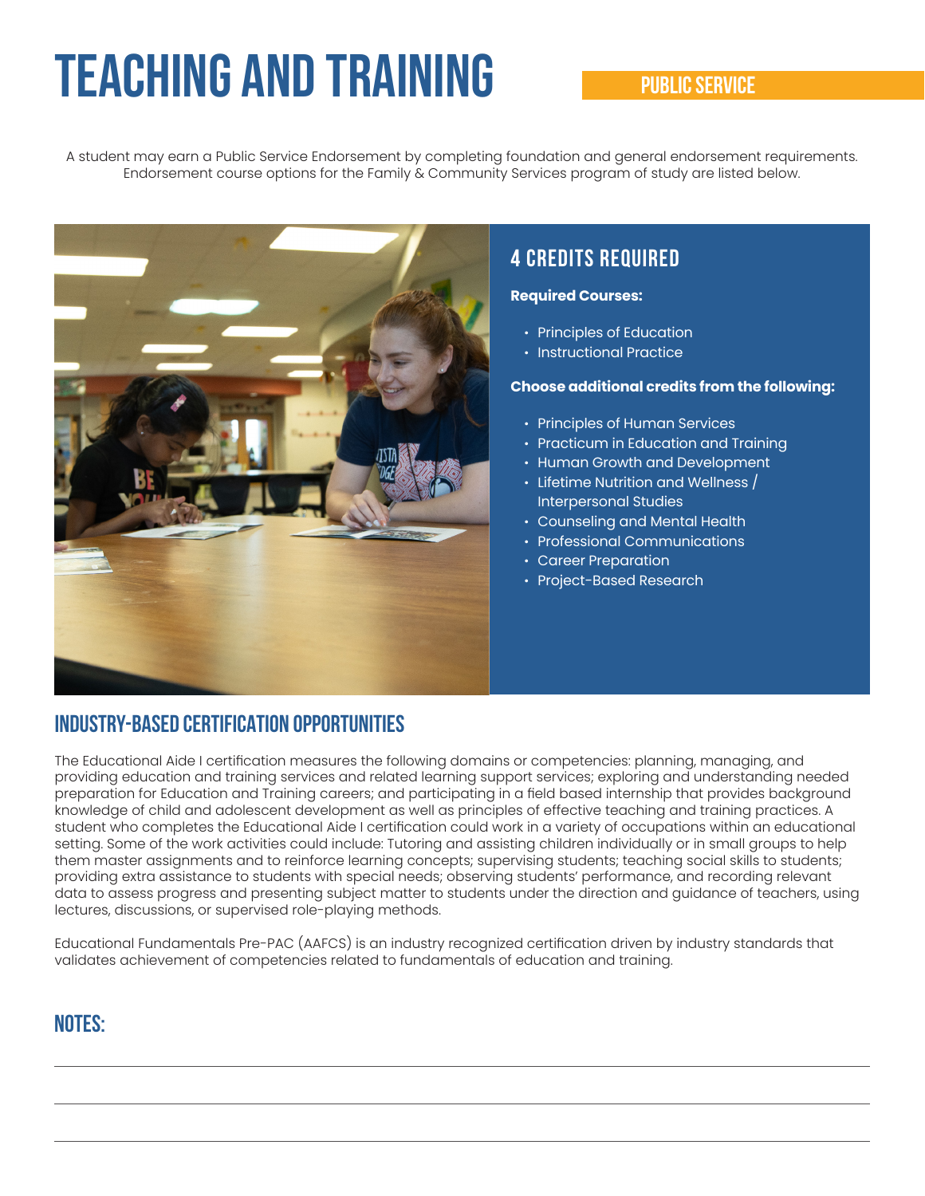# TEACHING AND TRAINING

PUBLIC SERVICE

A student may earn a Public Service Endorsement by completing foundation and general endorsement requirements. Endorsement course options for the Family & Community Services program of study are listed below.

## 4 CREDITS REQUIRED

**Required Courses:**

- Principles of Education
- Instructional Practice

**Choose additional credits from the following:**

- Principles of Human Services
- Practicum in Education and Training
- Human Growth and Development
- Lifetime Nutrition and Wellness / Interpersonal Studies
- Counseling and Mental Health
- Professional Communications
- Career Preparation
- Project-Based Research

## INDUSTRY-BASED CERTIFICATION OPPORTUNITIES

The Educational Aide I certification measures the following domains or competencies: planning, managing, and providing education and training services and related learning support services; exploring and understanding needed preparation for Education and Training careers; and participating in a field based internship that provides background knowledge of child and adolescent development as well as principles of effective teaching and training practices. A student who completes the Educational Aide I certification could work in a variety of occupations within an educational setting. Some of the work activities could include: Tutoring and assisting children individually or in small groups to help them master assignments and to reinforce learning concepts; supervising students; teaching social skills to students; providing extra assistance to students with special needs; observing students' performance, and recording relevant data to assess progress and presenting subject matter to students under the direction and guidance of teachers, using lectures, discussions, or supervised role-playing methods.

Educational Fundamentals Pre-PAC (AAFCS) is an industry recognized certification driven by industry standards that validates achievement of competencies related to fundamentals of education and training.

## NOTES: